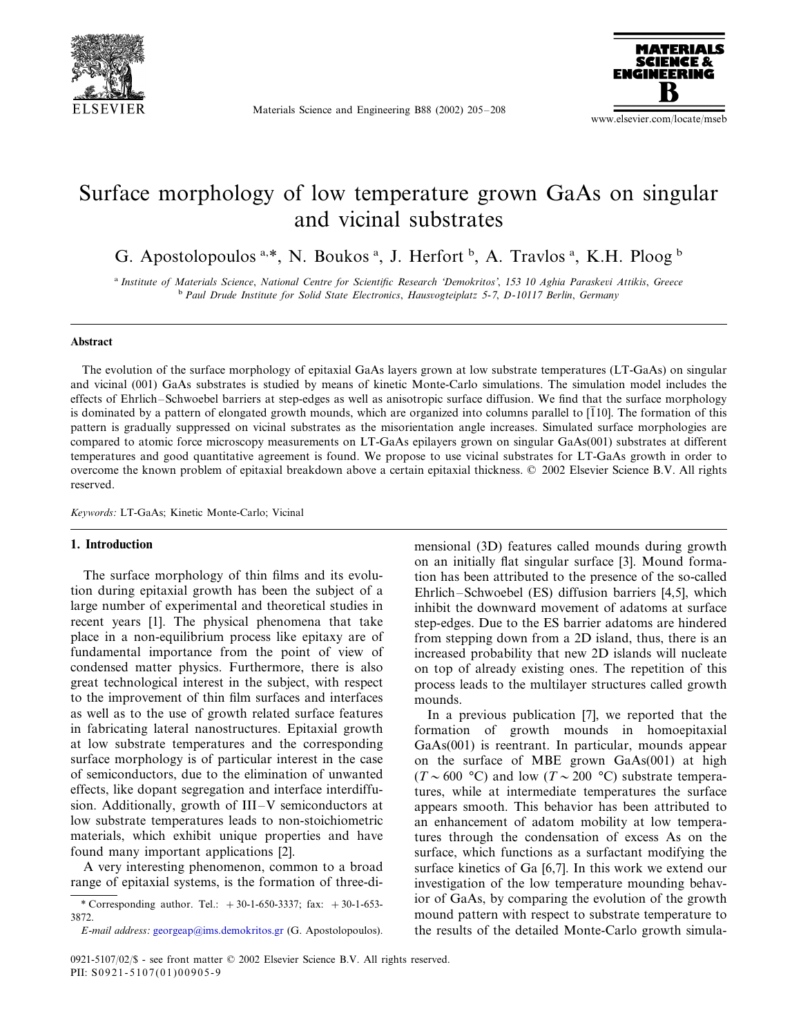# Surface morphology of low temperature grown GaAs on singular and vicinal substrates

G. Apostolopoulos [a,*], N. Boukos [a], J. Herfort [b], A. Travlos [a], K.H. Ploog [b]

[a] *Institute of Materials Science, National Centre for Scientific Research 'Demokritos', 153 10 Aghia Paraskevi Attikis, Greece*
[b] *Paul Drude Institute for Solid State Electronics, Hausvogteiplatz 5-7, D-10117 Berlin, Germany*

## Abstract

The evolution of the surface morphology of epitaxial GaAs layers grown at low substrate temperatures (LT-GaAs) on singular and vicinal (001) GaAs substrates is studied by means of kinetic Monte-Carlo simulations. The simulation model includes the effects of Ehrlich–Schwoebel barriers at step-edges as well as anisotropic surface diffusion. We find that the surface morphology is dominated by a pattern of elongated growth mounds, which are organized into columns parallel to [$\bar{1}$10]. The formation of this pattern is gradually suppressed on vicinal substrates as the misorientation angle increases. Simulated surface morphologies are compared to atomic force microscopy measurements on LT-GaAs epilayers grown on singular GaAs(001) substrates at different temperatures and good quantitative agreement is found. We propose to use vicinal substrates for LT-GaAs growth in order to overcome the known problem of epitaxial breakdown above a certain epitaxial thickness. © 2002 Elsevier Science B.V. All rights reserved.

*Keywords:* LT-GaAs; Kinetic Monte-Carlo; Vicinal

## 1. Introduction

The surface morphology of thin films and its evolution during epitaxial growth has been the subject of a large number of experimental and theoretical studies in recent years [1]. The physical phenomena that take place in a non-equilibrium process like epitaxy are of fundamental importance from the point of view of condensed matter physics. Furthermore, there is also great technological interest in the subject, with respect to the improvement of thin film surfaces and interfaces as well as to the use of growth related surface features in fabricating lateral nanostructures. Epitaxial growth at low substrate temperatures and the corresponding surface morphology is of particular interest in the case of semiconductors, due to the elimination of unwanted effects, like dopant segregation and interface interdiffusion. Additionally, growth of III–V semiconductors at low substrate temperatures leads to non-stoichiometric materials, which exhibit unique properties and have found many important applications [2].

A very interesting phenomenon, common to a broad range of epitaxial systems, is the formation of three-dimensional (3D) features called mounds during growth on an initially flat singular surface [3]. Mound formation has been attributed to the presence of the so-called Ehrlich–Schwoebel (ES) diffusion barriers [4,5], which inhibit the downward movement of adatoms at surface step-edges. Due to the ES barrier adatoms are hindered from stepping down from a 2D island, thus, there is an increased probability that new 2D islands will nucleate on top of already existing ones. The repetition of this process leads to the multilayer structures called growth mounds.

In a previous publication [7], we reported that the formation of growth mounds in homoepitaxial GaAs(001) is reentrant. In particular, mounds appear on the surface of MBE grown GaAs(001) at high ($T \sim 600$ °C) and low ($T \sim 200$ °C) substrate temperatures, while at intermediate temperatures the surface appears smooth. This behavior has been attributed to an enhancement of adatom mobility at low temperatures through the condensation of excess As on the surface, which functions as a surfactant modifying the surface kinetics of Ga [6,7]. In this work we extend our investigation of the low temperature mounding behavior of GaAs, by comparing the evolution of the growth mound pattern with respect to substrate temperature to the results of the detailed Monte-Carlo growth simula-

* Corresponding author. Tel.: +30-1-650-3337; fax: +30-1-653-3872.
*E-mail address:* georgeap@ims.demokritos.gr (G. Apostolopoulos).

0921-5107/02/$ - see front matter © 2002 Elsevier Science B.V. All rights reserved.
PII: S0921-5107(01)00905-9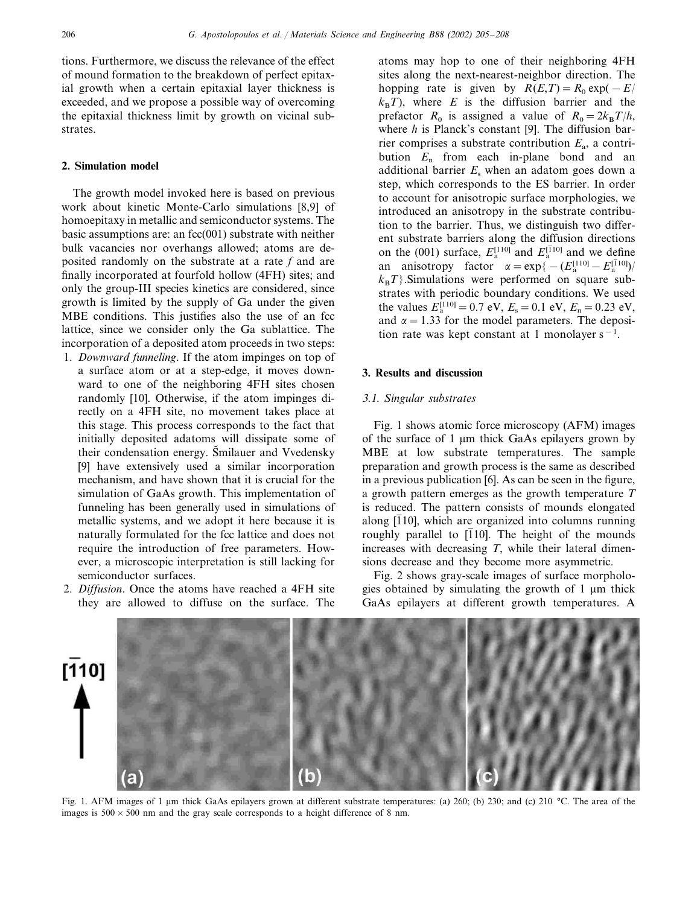tions. Furthermore, we discuss the relevance of the effect of mound formation to the breakdown of perfect epitaxial growth when a certain epitaxial layer thickness is exceeded, and we propose a possible way of overcoming the epitaxial thickness limit by growth on vicinal substrates.

## 2. Simulation model

The growth model invoked here is based on previous work about kinetic Monte-Carlo simulations [8,9] of homoepitaxy in metallic and semiconductor systems. The basic assumptions are: an fcc(001) substrate with neither bulk vacancies nor overhangs allowed; atoms are deposited randomly on the substrate at a rate $f$ and are finally incorporated at fourfold hollow (4FH) sites; and only the group-III species kinetics are considered, since growth is limited by the supply of Ga under the given MBE conditions. This justifies also the use of an fcc lattice, since we consider only the Ga sublattice. The incorporation of a deposited atom proceeds in two steps:

1. *Downward funneling*. If the atom impinges on top of a surface atom or at a step-edge, it moves downward to one of the neighboring 4FH sites chosen randomly [10]. Otherwise, if the atom impinges directly on a 4FH site, no movement takes place at this stage. This process corresponds to the fact that initially deposited adatoms will dissipate some of their condensation energy. Šmilauer and Vvedensky [9] have extensively used a similar incorporation mechanism, and have shown that it is crucial for the simulation of GaAs growth. This implementation of funneling has been generally used in simulations of metallic systems, and we adopt it here because it is naturally formulated for the fcc lattice and does not require the introduction of free parameters. However, a microscopic interpretation is still lacking for semiconductor surfaces.
2. *Diffusion*. Once the atoms have reached a 4FH site they are allowed to diffuse on the surface. The atoms may hop to one of their neighboring 4FH sites along the next-nearest-neighbor direction. The hopping rate is given by $R(E,T) = R_0 \exp(-E/k_BT)$, where $E$ is the diffusion barrier and the prefactor $R_0$ is assigned a value of $R_0 = 2k_BT/h$, where $h$ is Planck's constant [9]. The diffusion barrier comprises a substrate contribution $E_a$, a contribution $E_n$ from each in-plane bond and an additional barrier $E_s$ when an adatom goes down a step, which corresponds to the ES barrier. In order to account for anisotropic surface morphologies, we introduced an anisotropy in the substrate contribution to the barrier. Thus, we distinguish two different substrate barriers along the diffusion directions on the (001) surface, $E_a^{[110]}$ and $E_a^{[\bar{1}10]}$ and we define an anisotropy factor $\alpha = \exp\{-(E_a^{[110]} - E_a^{[\bar{1}10]})/k_BT\}$. Simulations were performed on square substrates with periodic boundary conditions. We used the values $E_a^{[110]} = 0.7$ eV, $E_s = 0.1$ eV, $E_n = 0.23$ eV, and $\alpha = 1.33$ for the model parameters. The deposition rate was kept constant at 1 monolayer $s^{-1}$.

## 3. Results and discussion

### 3.1. Singular substrates

Fig. 1 shows atomic force microscopy (AFM) images of the surface of 1 μm thick GaAs epilayers grown by MBE at low substrate temperatures. The sample preparation and growth process is the same as described in a previous publication [6]. As can be seen in the figure, a growth pattern emerges as the growth temperature $T$ is reduced. The pattern consists of mounds elongated along $[\bar{1}10]$, which are organized into columns running roughly parallel to $[\bar{1}10]$. The height of the mounds increases with decreasing $T$, while their lateral dimensions decrease and they become more asymmetric.

Fig. 2 shows gray-scale images of surface morphologies obtained by simulating the growth of 1 μm thick GaAs epilayers at different growth temperatures. A

Fig. 1. AFM images of 1 μm thick GaAs epilayers grown at different substrate temperatures: (a) 260; (b) 230; and (c) 210 °C. The area of the images is 500 × 500 nm and the gray scale corresponds to a height difference of 8 nm.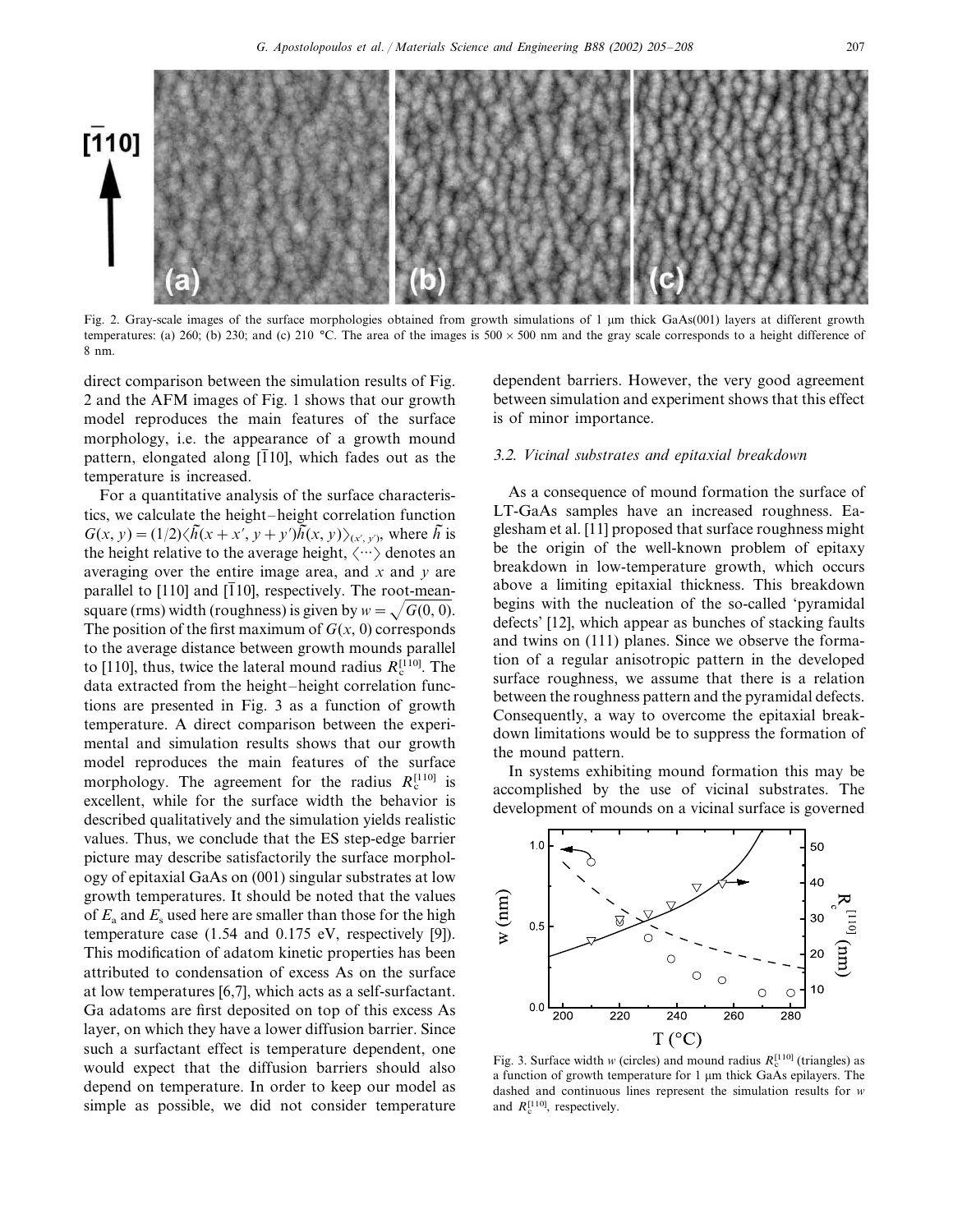Fig. 2. Gray-scale images of the surface morphologies obtained from growth simulations of 1 μm thick GaAs(001) layers at different growth temperatures: (a) 260; (b) 230; and (c) 210 °C. The area of the images is 500 × 500 nm and the gray scale corresponds to a height difference of 8 nm.

direct comparison between the simulation results of Fig. 2 and the AFM images of Fig. 1 shows that our growth model reproduces the main features of the surface morphology, i.e. the appearance of a growth mound pattern, elongated along $[\bar{1}10]$, which fades out as the temperature is increased.

For a quantitative analysis of the surface characteristics, we calculate the height–height correlation function $G(x, y) = (1/2)\langle \tilde{h}(x + x', y + y')\tilde{h}(x, y)\rangle_{(x', y')}$, where $\tilde{h}$ is the height relative to the average height, $\langle \cdots \rangle$ denotes an averaging over the entire image area, and $x$ and $y$ are parallel to [110] and $[\bar{1}10]$, respectively. The root-mean-square (rms) width (roughness) is given by $w = \sqrt{G(0, 0)}$. The position of the first maximum of $G(x, 0)$ corresponds to the average distance between growth mounds parallel to [110], thus, twice the lateral mound radius $R_c^{[110]}$. The data extracted from the height–height correlation functions are presented in Fig. 3 as a function of growth temperature. A direct comparison between the experimental and simulation results shows that our growth model reproduces the main features of the surface morphology. The agreement for the radius $R_c^{[110]}$ is excellent, while for the surface width the behavior is described qualitatively and the simulation yields realistic values. Thus, we conclude that the ES step-edge barrier picture may describe satisfactorily the surface morphology of epitaxial GaAs on (001) singular substrates at low growth temperatures. It should be noted that the values of $E_a$ and $E_s$ used here are smaller than those for the high temperature case (1.54 and 0.175 eV, respectively [9]). This modification of adatom kinetic properties has been attributed to condensation of excess As on the surface at low temperatures [6,7], which acts as a self-surfactant. Ga adatoms are first deposited on top of this excess As layer, on which they have a lower diffusion barrier. Since such a surfactant effect is temperature dependent, one would expect that the diffusion barriers should also depend on temperature. In order to keep our model as simple as possible, we did not consider temperature dependent barriers. However, the very good agreement between simulation and experiment shows that this effect is of minor importance.

### 3.2. Vicinal substrates and epitaxial breakdown

As a consequence of mound formation the surface of LT-GaAs samples have an increased roughness. Eaglesham et al. [11] proposed that surface roughness might be the origin of the well-known problem of epitaxy breakdown in low-temperature growth, which occurs above a limiting epitaxial thickness. This breakdown begins with the nucleation of the so-called 'pyramidal defects' [12], which appear as bunches of stacking faults and twins on (111) planes. Since we observe the formation of a regular anisotropic pattern in the developed surface roughness, we assume that there is a relation between the roughness pattern and the pyramidal defects. Consequently, a way to overcome the epitaxial breakdown limitations would be to suppress the formation of the mound pattern.

In systems exhibiting mound formation this may be accomplished by the use of vicinal substrates. The development of mounds on a vicinal surface is governed

Fig. 3. Surface width $w$ (circles) and mound radius $R_c^{[110]}$ (triangles) as a function of growth temperature for 1 μm thick GaAs epilayers. The dashed and continuous lines represent the simulation results for $w$ and $R_c^{[110]}$, respectively.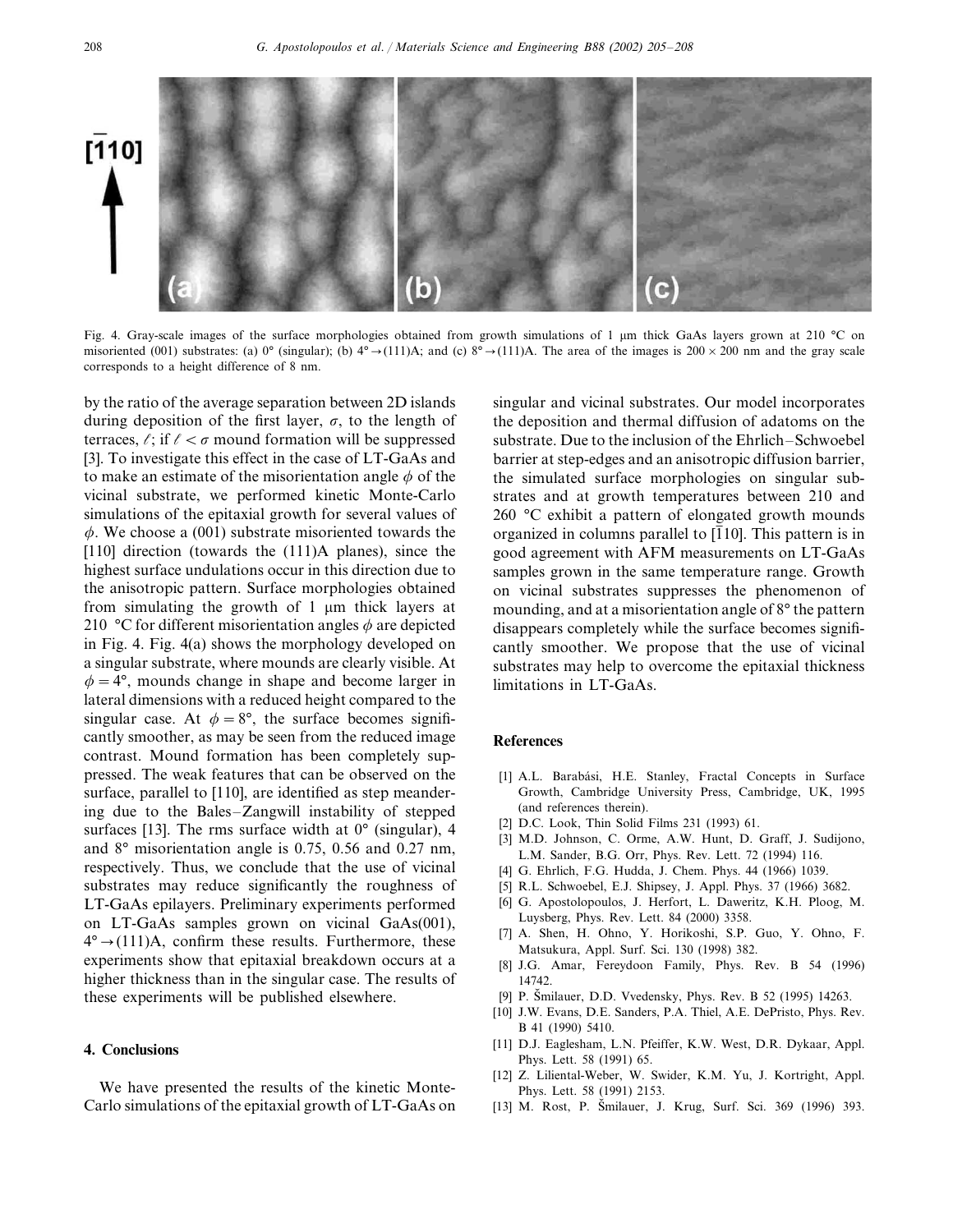[$\bar{1}$10]

(a)

(b)

(c)

Fig. 4. Gray-scale images of the surface morphologies obtained from growth simulations of 1 μm thick GaAs layers grown at 210 °C on misoriented (001) substrates: (a) 0° (singular); (b) 4° → (111)A; and (c) 8° → (111)A. The area of the images is 200 × 200 nm and the gray scale corresponds to a height difference of 8 nm.

by the ratio of the average separation between 2D islands during deposition of the first layer, $\sigma$, to the length of terraces, $\ell$; if $\ell < \sigma$ mound formation will be suppressed [3]. To investigate this effect in the case of LT-GaAs and to make an estimate of the misorientation angle $\phi$ of the vicinal substrate, we performed kinetic Monte-Carlo simulations of the epitaxial growth for several values of $\phi$. We choose a (001) substrate misoriented towards the [110] direction (towards the (111)A planes), since the highest surface undulations occur in this direction due to the anisotropic pattern. Surface morphologies obtained from simulating the growth of 1 μm thick layers at 210 °C for different misorientation angles $\phi$ are depicted in Fig. 4. Fig. 4(a) shows the morphology developed on a singular substrate, where mounds are clearly visible. At $\phi = 4°$, mounds change in shape and become larger in lateral dimensions with a reduced height compared to the singular case. At $\phi = 8°$, the surface becomes significantly smoother, as may be seen from the reduced image contrast. Mound formation has been completely suppressed. The weak features that can be observed on the surface, parallel to [110], are identified as step meandering due to the Bales–Zangwill instability of stepped surfaces [13]. The rms surface width at 0° (singular), 4 and 8° misorientation angle is 0.75, 0.56 and 0.27 nm, respectively. Thus, we conclude that the use of vicinal substrates may reduce significantly the roughness of LT-GaAs epilayers. Preliminary experiments performed on LT-GaAs samples grown on vicinal GaAs(001), 4° → (111)A, confirm these results. Furthermore, these experiments show that epitaxial breakdown occurs at a higher thickness than in the singular case. The results of these experiments will be published elsewhere.

## 4. Conclusions

We have presented the results of the kinetic Monte-Carlo simulations of the epitaxial growth of LT-GaAs on singular and vicinal substrates. Our model incorporates the deposition and thermal diffusion of adatoms on the substrate. Due to the inclusion of the Ehrlich–Schwoebel barrier at step-edges and an anisotropic diffusion barrier, the simulated surface morphologies on singular substrates and at growth temperatures between 210 and 260 °C exhibit a pattern of elongated growth mounds organized in columns parallel to [$\bar{1}$10]. This pattern is in good agreement with AFM measurements on LT-GaAs samples grown in the same temperature range. Growth on vicinal substrates suppresses the phenomenon of mounding, and at a misorientation angle of 8° the pattern disappears completely while the surface becomes significantly smoother. We propose that the use of vicinal substrates may help to overcome the epitaxial thickness limitations in LT-GaAs.

## References

[1] A.L. Barabási, H.E. Stanley, Fractal Concepts in Surface Growth, Cambridge University Press, Cambridge, UK, 1995 (and references therein).
[2] D.C. Look, Thin Solid Films 231 (1993) 61.
[3] M.D. Johnson, C. Orme, A.W. Hunt, D. Graff, J. Sudijono, L.M. Sander, B.G. Orr, Phys. Rev. Lett. 72 (1994) 116.
[4] G. Ehrlich, F.G. Hudda, J. Chem. Phys. 44 (1966) 1039.
[5] R.L. Schwoebel, E.J. Shipsey, J. Appl. Phys. 37 (1966) 3682.
[6] G. Apostolopoulos, J. Herfort, L. Daweritz, K.H. Ploog, M. Luysberg, Phys. Rev. Lett. 84 (2000) 3358.
[7] A. Shen, H. Ohno, Y. Horikoshi, S.P. Guo, Y. Ohno, F. Matsukura, Appl. Surf. Sci. 130 (1998) 382.
[8] J.G. Amar, Fereydoon Family, Phys. Rev. B 54 (1996) 14742.
[9] P. Šmilauer, D.D. Vvedensky, Phys. Rev. B 52 (1995) 14263.
[10] J.W. Evans, D.E. Sanders, P.A. Thiel, A.E. DePristo, Phys. Rev. B 41 (1990) 5410.
[11] D.J. Eaglesham, L.N. Pfeiffer, K.W. West, D.R. Dykaar, Appl. Phys. Lett. 58 (1991) 65.
[12] Z. Liliental-Weber, W. Swider, K.M. Yu, J. Kortright, Appl. Phys. Lett. 58 (1991) 2153.
[13] M. Rost, P. Šmilauer, J. Krug, Surf. Sci. 369 (1996) 393.